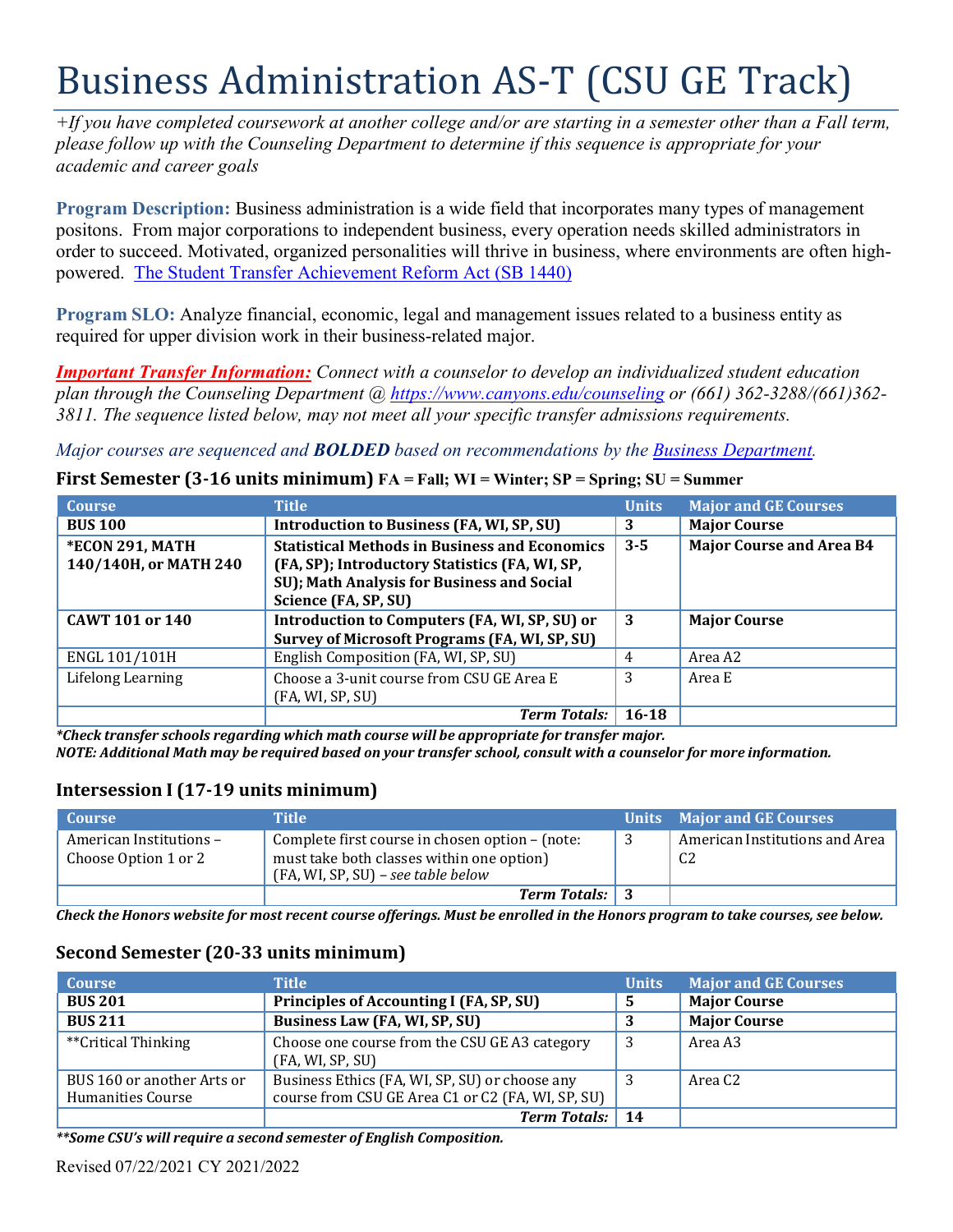# Business Administration AS-T (CSU GE Track)

*+If you have completed coursework at another college and/or are starting in a semester other than a Fall term, please follow up with the Counseling Department to determine if this sequence is appropriate for your academic and career goals*

**Program Description:** Business administration is a wide field that incorporates many types of management positons. From major corporations to independent business, every operation needs skilled administrators in order to succeed. Motivated, organized personalities will thrive in business, where environments are often high-powered. [The Student Transfer Achievement Reform Act (SB 1440)]

**Program SLO:** Analyze financial, economic, legal and management issues related to a business entity as required for upper division work in their business-related major.

***Important Transfer Information:*** *Connect with a counselor to develop an individualized student education plan through the Counseling Department @ https://www.canyons.edu/counseling or (661) 362-3288/(661)362-3811. The sequence listed below, may not meet all your specific transfer admissions requirements.*

*Major courses are sequenced and **BOLDED** based on recommendations by the Business Department.*

### First Semester (3-16 units minimum) FA = Fall; WI = Winter; SP = Spring; SU = Summer

| Course | Title | Units | Major and GE Courses |
|---|---|---|---|
| **BUS 100** | **Introduction to Business (FA, WI, SP, SU)** | **3** | **Major Course** |
| **\*ECON 291, MATH 140/140H, or MATH 240** | **Statistical Methods in Business and Economics (FA, SP); Introductory Statistics (FA, WI, SP, SU); Math Analysis for Business and Social Science (FA, SP, SU)** | **3-5** | **Major Course and Area B4** |
| **CAWT 101 or 140** | **Introduction to Computers (FA, WI, SP, SU) or Survey of Microsoft Programs (FA, WI, SP, SU)** | **3** | **Major Course** |
| ENGL 101/101H | English Composition (FA, WI, SP, SU) | 4 | Area A2 |
| Lifelong Learning | Choose a 3-unit course from CSU GE Area E (FA, WI, SP, SU) | 3 | Area E |
| | ***Term Totals:*** | **16-18** | |

***Check transfer schools regarding which math course will be appropriate for transfer major.***
***NOTE: Additional Math may be required based on your transfer school, consult with a counselor for more information.***

### Intersession I (17-19 units minimum)

| Course | Title | Units | Major and GE Courses |
|---|---|---|---|
| American Institutions – Choose Option 1 or 2 | Complete first course in chosen option – (note: must take both classes within one option) (FA, WI, SP, SU) – *see table below* | 3 | American Institutions and Area C2 |
| | ***Term Totals:*** | **3** | |

***Check the Honors website for most recent course offerings. Must be enrolled in the Honors program to take courses, see below.***

### Second Semester (20-33 units minimum)

| Course | Title | Units | Major and GE Courses |
|---|---|---|---|
| **BUS 201** | **Principles of Accounting I (FA, SP, SU)** | **5** | **Major Course** |
| **BUS 211** | **Business Law (FA, WI, SP, SU)** | **3** | **Major Course** |
| \*\*Critical Thinking | Choose one course from the CSU GE A3 category (FA, WI, SP, SU) | 3 | Area A3 |
| BUS 160 or another Arts or Humanities Course | Business Ethics (FA, WI, SP, SU) or choose any course from CSU GE Area C1 or C2 (FA, WI, SP, SU) | 3 | Area C2 |
| | ***Term Totals:*** | **14** | |

***\*\*Some CSU's will require a second semester of English Composition.***

Revised 07/22/2021 CY 2021/2022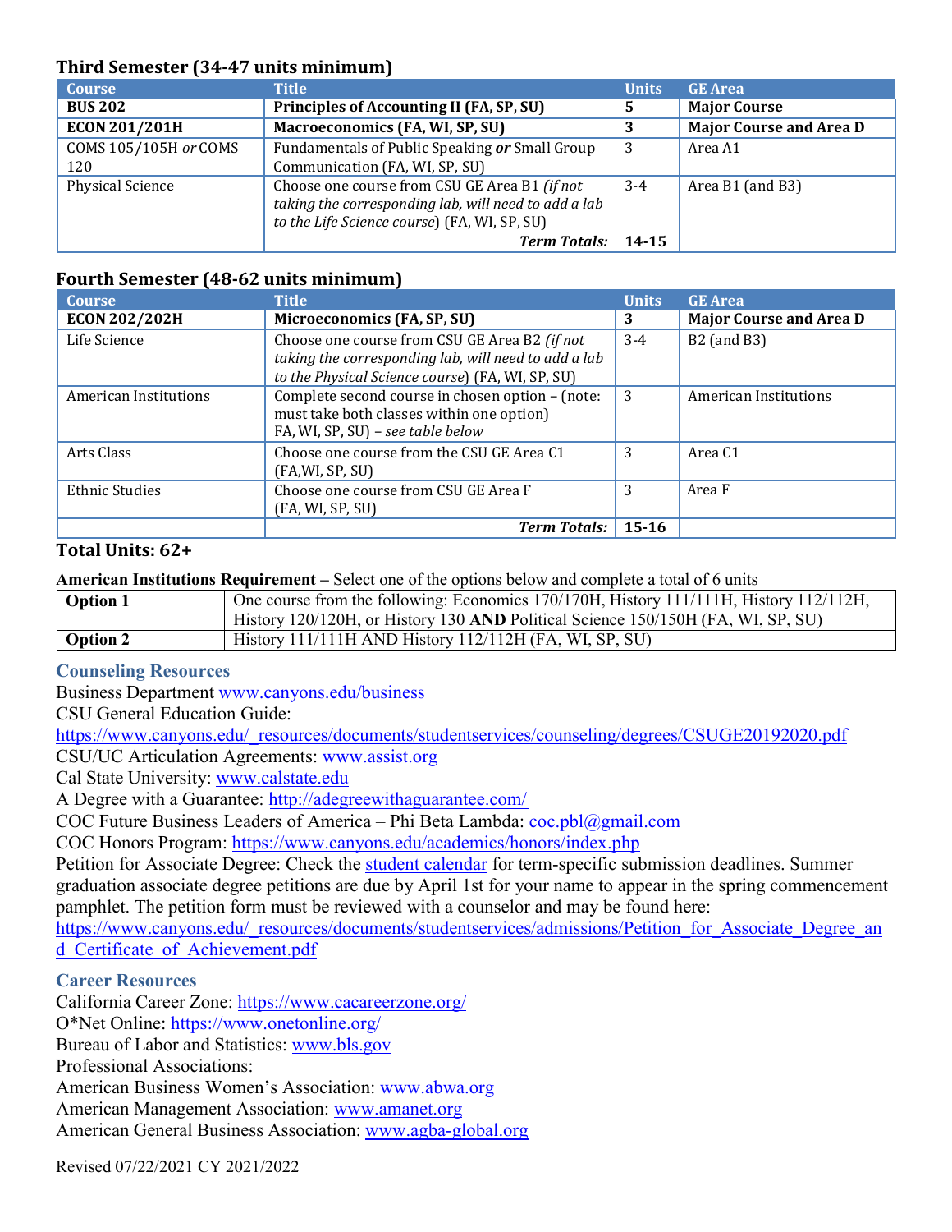## Third Semester (34-47 units minimum)

| Course | Title | Units | GE Area |
|---|---|---|---|
| **BUS 202** | **Principles of Accounting II (FA, SP, SU)** | **5** | **Major Course** |
| **ECON 201/201H** | **Macroeconomics (FA, WI, SP, SU)** | **3** | **Major Course and Area D** |
| COMS 105/105H *or* COMS 120 | Fundamentals of Public Speaking ***or*** Small Group Communication (FA, WI, SP, SU) | 3 | Area A1 |
| Physical Science | Choose one course from CSU GE Area B1 *(if not taking the corresponding lab, will need to add a lab to the Life Science course*) (FA, WI, SP, SU) | 3-4 | Area B1 (and B3) |
| | ***Term Totals:*** | **14-15** | |

## Fourth Semester (48-62 units minimum)

| Course | Title | Units | GE Area |
|---|---|---|---|
| **ECON 202/202H** | **Microeconomics (FA, SP, SU)** | **3** | **Major Course and Area D** |
| Life Science | Choose one course from CSU GE Area B2 *(if not taking the corresponding lab, will need to add a lab to the Physical Science course*) (FA, WI, SP, SU) | 3-4 | B2 (and B3) |
| American Institutions | Complete second course in chosen option – (note: must take both classes within one option) FA, WI, SP, SU) – *see table below* | 3 | American Institutions |
| Arts Class | Choose one course from the CSU GE Area C1 (FA,WI, SP, SU) | 3 | Area C1 |
| Ethnic Studies | Choose one course from CSU GE Area F (FA, WI, SP, SU) | 3 | Area F |
| | ***Term Totals:*** | **15-16** | |

**Total Units: 62+**

**American Institutions Requirement** – Select one of the options below and complete a total of 6 units

| | |
|---|---|
| **Option 1** | One course from the following: Economics 170/170H, History 111/111H, History 112/112H, History 120/120H, or History 130 **AND** Political Science 150/150H (FA, WI, SP, SU) |
| **Option 2** | History 111/111H AND History 112/112H (FA, WI, SP, SU) |

### Counseling Resources

Business Department www.canyons.edu/business
CSU General Education Guide:
https://www.canyons.edu/_resources/documents/studentservices/counseling/degrees/CSUGE20192020.pdf
CSU/UC Articulation Agreements: www.assist.org
Cal State University: www.calstate.edu
A Degree with a Guarantee: http://adegreewithaguarantee.com/
COC Future Business Leaders of America – Phi Beta Lambda: coc.pbl@gmail.com
COC Honors Program: https://www.canyons.edu/academics/honors/index.php
Petition for Associate Degree: Check the student calendar for term-specific submission deadlines. Summer graduation associate degree petitions are due by April 1st for your name to appear in the spring commencement pamphlet. The petition form must be reviewed with a counselor and may be found here:
https://www.canyons.edu/_resources/documents/studentservices/admissions/Petition_for_Associate_Degree_and_Certificate_of_Achievement.pdf

### Career Resources

California Career Zone: https://www.cacareerzone.org/
O*Net Online: https://www.onetonline.org/
Bureau of Labor and Statistics: www.bls.gov
Professional Associations:
American Business Women's Association: www.abwa.org
American Management Association: www.amanet.org
American General Business Association: www.agba-global.org

Revised 07/22/2021 CY 2021/2022